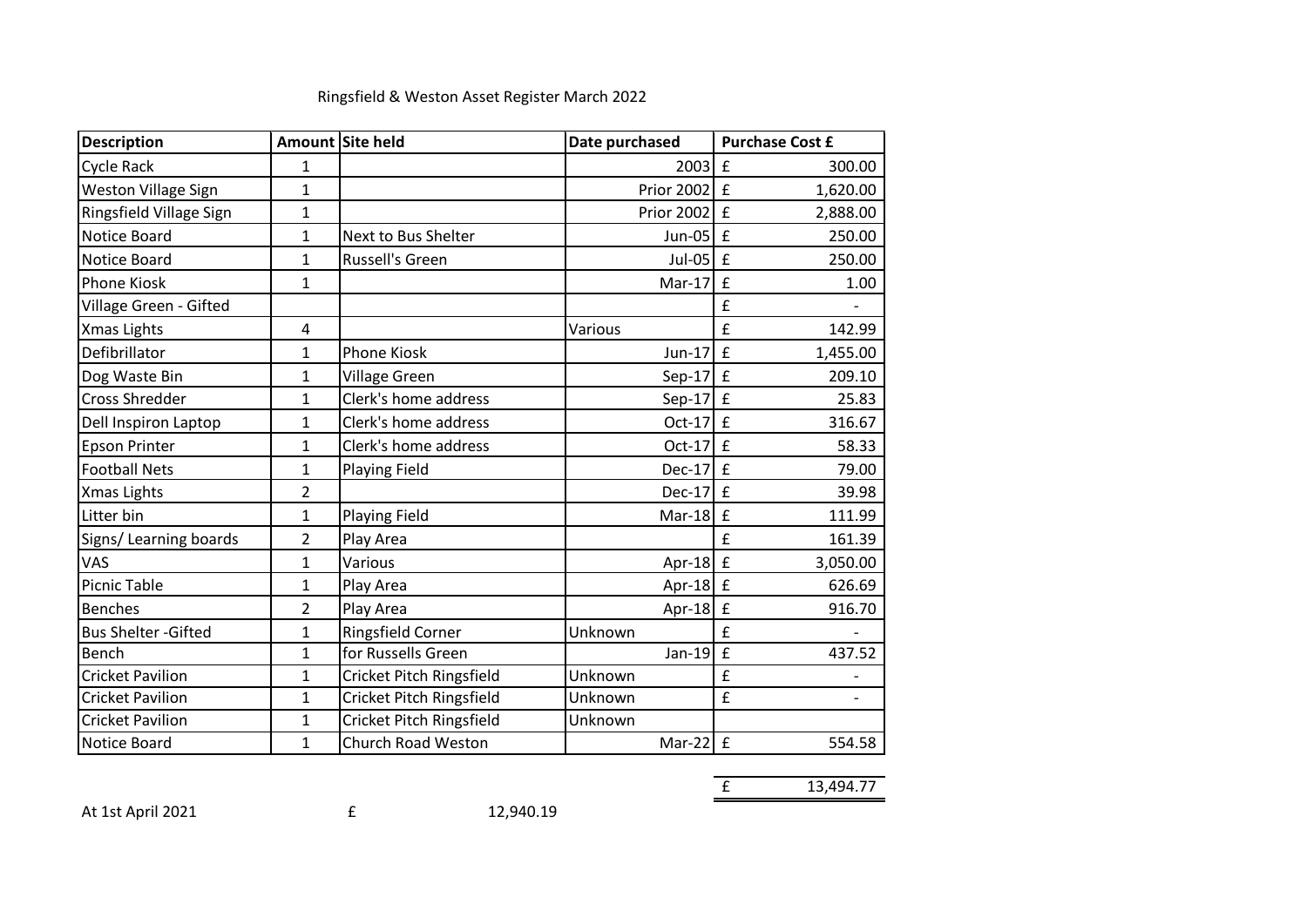Ringsfield & Weston Asset Register March 2022

| Description | Amount | Site held | Date purchased | Purchase Cost £ |
|---|---|---|---|---|
| Cycle Rack | 1 | | 2003 | £ 300.00 |
| Weston Village Sign | 1 | | Prior 2002 | £ 1,620.00 |
| Ringsfield Village Sign | 1 | | Prior 2002 | £ 2,888.00 |
| Notice Board | 1 | Next to Bus Shelter | Jun-05 | £ 250.00 |
| Notice Board | 1 | Russell's Green | Jul-05 | £ 250.00 |
| Phone Kiosk | 1 | | Mar-17 | £ 1.00 |
| Village Green - Gifted | | | | £ - |
| Xmas Lights | 4 | | Various | £ 142.99 |
| Defibrillator | 1 | Phone Kiosk | Jun-17 | £ 1,455.00 |
| Dog Waste Bin | 1 | Village Green | Sep-17 | £ 209.10 |
| Cross Shredder | 1 | Clerk's home address | Sep-17 | £ 25.83 |
| Dell Inspiron Laptop | 1 | Clerk's home address | Oct-17 | £ 316.67 |
| Epson Printer | 1 | Clerk's home address | Oct-17 | £ 58.33 |
| Football Nets | 1 | Playing Field | Dec-17 | £ 79.00 |
| Xmas Lights | 2 | | Dec-17 | £ 39.98 |
| Litter bin | 1 | Playing Field | Mar-18 | £ 111.99 |
| Signs/ Learning boards | 2 | Play Area | | £ 161.39 |
| VAS | 1 | Various | Apr-18 | £ 3,050.00 |
| Picnic Table | 1 | Play Area | Apr-18 | £ 626.69 |
| Benches | 2 | Play Area | Apr-18 | £ 916.70 |
| Bus Shelter -Gifted | 1 | Ringsfield Corner | Unknown | £ - |
| Bench | 1 | for Russells Green | Jan-19 | £ 437.52 |
| Cricket Pavilion | 1 | Cricket Pitch Ringsfield | Unknown | £ - |
| Cricket Pavilion | 1 | Cricket Pitch Ringsfield | Unknown | £ - |
| Cricket Pavilion | 1 | Cricket Pitch Ringsfield | Unknown | |
| Notice Board | 1 | Church Road Weston | Mar-22 | £ 554.58 |
| | | | | £ 13,494.77 |

At 1st April 2021 £ 12,940.19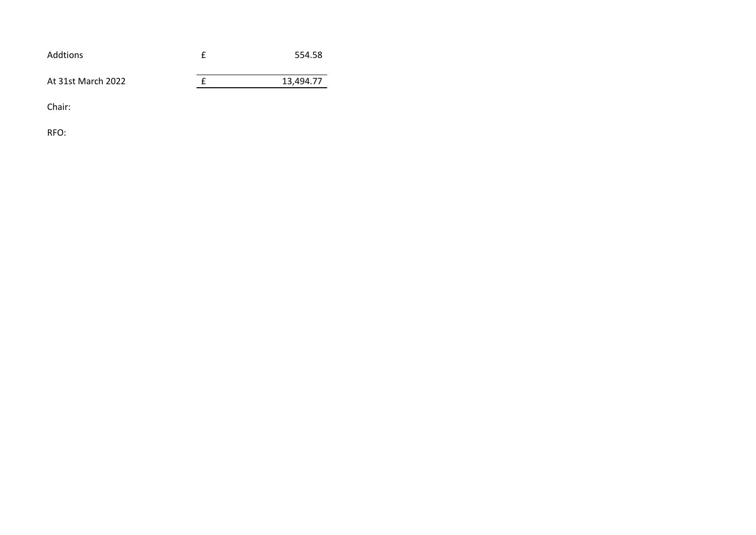| | | |
|---|---|---|
| Addtions | £ | 554.58 |
| At 31st March 2022 | £ | 13,494.77 |

Chair:

RFO: